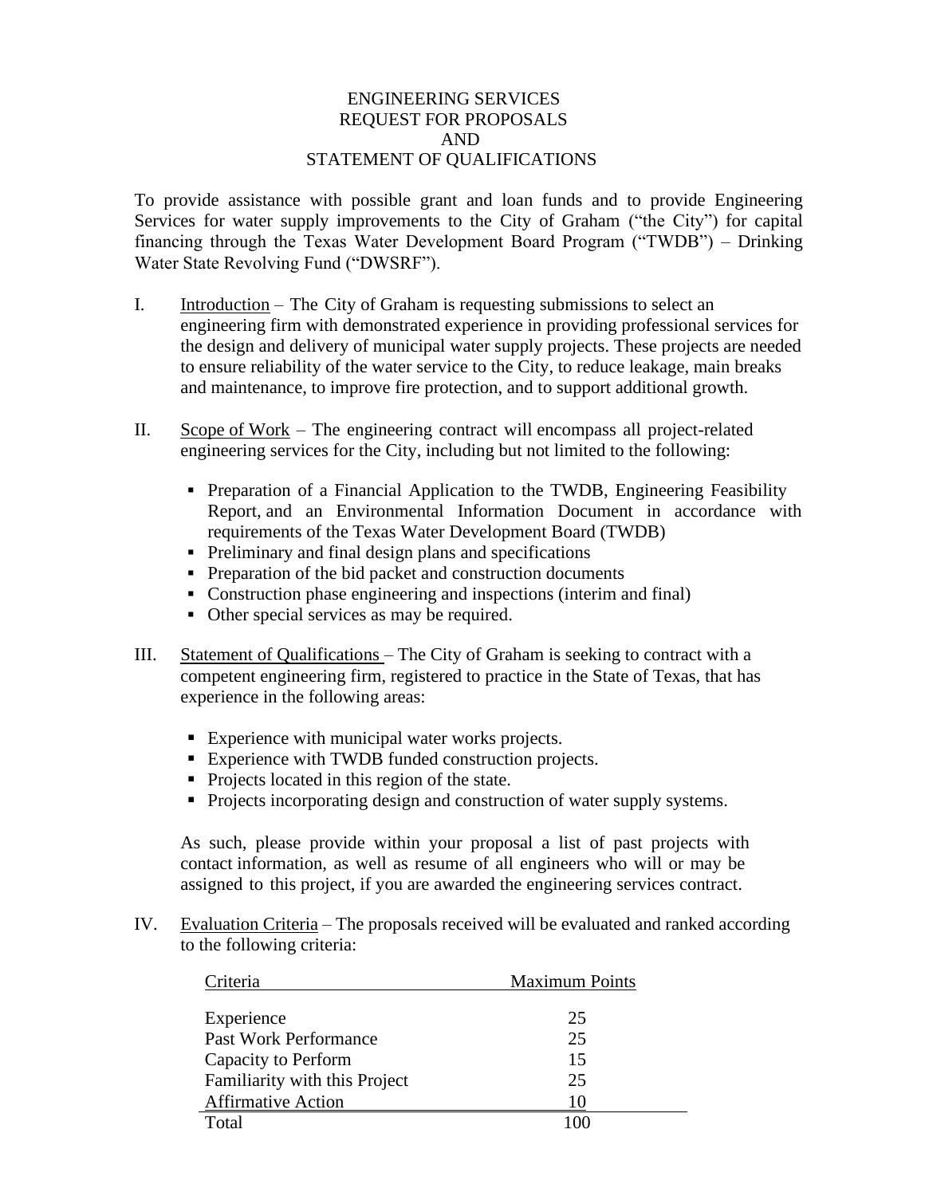# ENGINEERING SERVICES
# REQUEST FOR PROPOSALS
# AND
# STATEMENT OF QUALIFICATIONS

To provide assistance with possible grant and loan funds and to provide Engineering Services for water supply improvements to the City of Graham ("the City") for capital financing through the Texas Water Development Board Program ("TWDB") – Drinking Water State Revolving Fund ("DWSRF").

I. Introduction – The City of Graham is requesting submissions to select an engineering firm with demonstrated experience in providing professional services for the design and delivery of municipal water supply projects. These projects are needed to ensure reliability of the water service to the City, to reduce leakage, main breaks and maintenance, to improve fire protection, and to support additional growth.

II. Scope of Work – The engineering contract will encompass all project-related engineering services for the City, including but not limited to the following:

- Preparation of a Financial Application to the TWDB, Engineering Feasibility Report, and an Environmental Information Document in accordance with requirements of the Texas Water Development Board (TWDB)
- Preliminary and final design plans and specifications
- Preparation of the bid packet and construction documents
- Construction phase engineering and inspections (interim and final)
- Other special services as may be required.

III. Statement of Qualifications – The City of Graham is seeking to contract with a competent engineering firm, registered to practice in the State of Texas, that has experience in the following areas:

- Experience with municipal water works projects.
- Experience with TWDB funded construction projects.
- Projects located in this region of the state.
- Projects incorporating design and construction of water supply systems.

As such, please provide within your proposal a list of past projects with contact information, as well as resume of all engineers who will or may be assigned to this project, if you are awarded the engineering services contract.

IV. Evaluation Criteria – The proposals received will be evaluated and ranked according to the following criteria:

| Criteria | Maximum Points |
|---|---|
| Experience | 25 |
| Past Work Performance | 25 |
| Capacity to Perform | 15 |
| Familiarity with this Project | 25 |
| Affirmative Action | 10 |
| Total | 100 |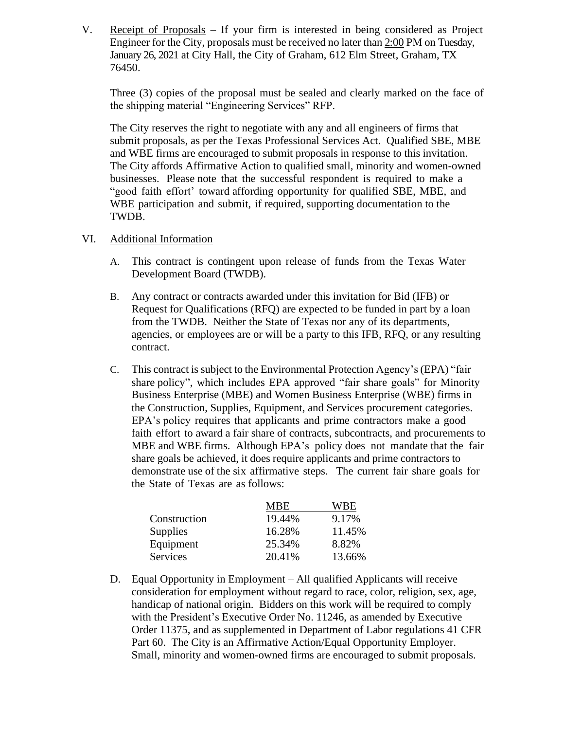V. <u>Receipt of Proposals</u> – If your firm is interested in being considered as Project Engineer for the City, proposals must be received no later than <u>2:00</u> PM on Tuesday, January 26, 2021 at City Hall, the City of Graham, 612 Elm Street, Graham, TX 76450.

Three (3) copies of the proposal must be sealed and clearly marked on the face of the shipping material "Engineering Services" RFP.

The City reserves the right to negotiate with any and all engineers of firms that submit proposals, as per the Texas Professional Services Act. Qualified SBE, MBE and WBE firms are encouraged to submit proposals in response to this invitation. The City affords Affirmative Action to qualified small, minority and women-owned businesses. Please note that the successful respondent is required to make a "good faith effort' toward affording opportunity for qualified SBE, MBE, and WBE participation and submit, if required, supporting documentation to the TWDB.

VI. <u>Additional Information</u>

A. This contract is contingent upon release of funds from the Texas Water Development Board (TWDB).

B. Any contract or contracts awarded under this invitation for Bid (IFB) or Request for Qualifications (RFQ) are expected to be funded in part by a loan from the TWDB. Neither the State of Texas nor any of its departments, agencies, or employees are or will be a party to this IFB, RFQ, or any resulting contract.

C. This contract is subject to the Environmental Protection Agency's (EPA) "fair share policy", which includes EPA approved "fair share goals" for Minority Business Enterprise (MBE) and Women Business Enterprise (WBE) firms in the Construction, Supplies, Equipment, and Services procurement categories. EPA's policy requires that applicants and prime contractors make a good faith effort to award a fair share of contracts, subcontracts, and procurements to MBE and WBE firms. Although EPA's policy does not mandate that the fair share goals be achieved, it does require applicants and prime contractors to demonstrate use of the six affirmative steps. The current fair share goals for the State of Texas are as follows:

| | MBE | WBE |
|---|---|---|
| Construction | 19.44% | 9.17% |
| Supplies | 16.28% | 11.45% |
| Equipment | 25.34% | 8.82% |
| Services | 20.41% | 13.66% |

D. Equal Opportunity in Employment – All qualified Applicants will receive consideration for employment without regard to race, color, religion, sex, age, handicap of national origin. Bidders on this work will be required to comply with the President's Executive Order No. 11246, as amended by Executive Order 11375, and as supplemented in Department of Labor regulations 41 CFR Part 60. The City is an Affirmative Action/Equal Opportunity Employer. Small, minority and women-owned firms are encouraged to submit proposals.